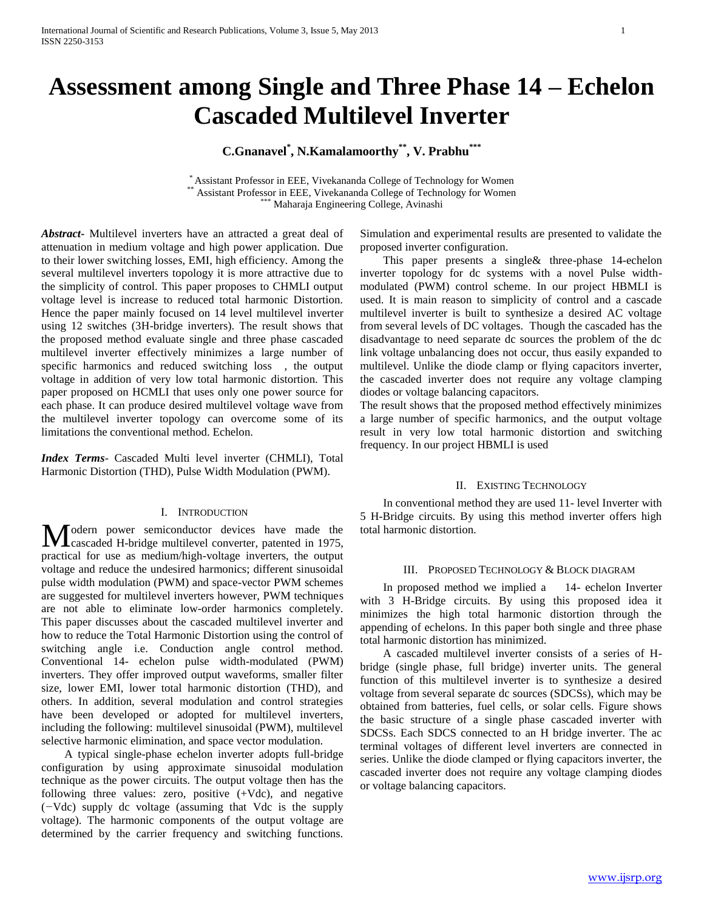# Assessment among Single and Three Phase 14 – Echelon Cascaded Multilevel Inverter

**C.Gnanavel[*], N.Kamalamoorthy[**], V. Prabhu[***]**

[*] Assistant Professor in EEE, Vivekananda College of Technology for Women
[**] Assistant Professor in EEE, Vivekananda College of Technology for Women
[***] Maharaja Engineering College, Avinashi

***Abstract-*** Multilevel inverters have an attracted a great deal of attenuation in medium voltage and high power application. Due to their lower switching losses, EMI, high efficiency. Among the several multilevel inverters topology it is more attractive due to the simplicity of control. This paper proposes to CHMLI output voltage level is increase to reduced total harmonic Distortion. Hence the paper mainly focused on 14 level multilevel inverter using 12 switches (3H-bridge inverters). The result shows that the proposed method evaluate single and three phase cascaded multilevel inverter effectively minimizes a large number of specific harmonics and reduced switching loss , the output voltage in addition of very low total harmonic distortion. This paper proposed on HCMLI that uses only one power source for each phase. It can produce desired multilevel voltage wave from the multilevel inverter topology can overcome some of its limitations the conventional method. Echelon.

***Index Terms*-** Cascaded Multi level inverter (CHMLI), Total Harmonic Distortion (THD), Pulse Width Modulation (PWM).

## I. Introduction

Modern power semiconductor devices have made the cascaded H-bridge multilevel converter, patented in 1975, practical for use as medium/high-voltage inverters, the output voltage and reduce the undesired harmonics; different sinusoidal pulse width modulation (PWM) and space-vector PWM schemes are suggested for multilevel inverters however, PWM techniques are not able to eliminate low-order harmonics completely. This paper discusses about the cascaded multilevel inverter and how to reduce the Total Harmonic Distortion using the control of switching angle i.e. Conduction angle control method. Conventional 14- echelon pulse width-modulated (PWM) inverters. They offer improved output waveforms, smaller filter size, lower EMI, lower total harmonic distortion (THD), and others. In addition, several modulation and control strategies have been developed or adopted for multilevel inverters, including the following: multilevel sinusoidal (PWM), multilevel selective harmonic elimination, and space vector modulation.

A typical single-phase echelon inverter adopts full-bridge configuration by using approximate sinusoidal modulation technique as the power circuits. The output voltage then has the following three values: zero, positive (+Vdc), and negative (−Vdc) supply dc voltage (assuming that Vdc is the supply voltage). The harmonic components of the output voltage are determined by the carrier frequency and switching functions. Simulation and experimental results are presented to validate the proposed inverter configuration.

This paper presents a single& three-phase 14-echelon inverter topology for dc systems with a novel Pulse width-modulated (PWM) control scheme. In our project HBMLI is used. It is main reason to simplicity of control and a cascade multilevel inverter is built to synthesize a desired AC voltage from several levels of DC voltages. Though the cascaded has the disadvantage to need separate dc sources the problem of the dc link voltage unbalancing does not occur, thus easily expanded to multilevel. Unlike the diode clamp or flying capacitors inverter, the cascaded inverter does not require any voltage clamping diodes or voltage balancing capacitors.

The result shows that the proposed method effectively minimizes a large number of specific harmonics, and the output voltage result in very low total harmonic distortion and switching frequency. In our project HBMLI is used

## II. Existing Technology

In conventional method they are used 11- level Inverter with 5 H-Bridge circuits. By using this method inverter offers high total harmonic distortion.

## III. Proposed Technology & Block diagram

In proposed method we implied a 14- echelon Inverter with 3 H-Bridge circuits. By using this proposed idea it minimizes the high total harmonic distortion through the appending of echelons. In this paper both single and three phase total harmonic distortion has minimized.

A cascaded multilevel inverter consists of a series of H-bridge (single phase, full bridge) inverter units. The general function of this multilevel inverter is to synthesize a desired voltage from several separate dc sources (SDCSs), which may be obtained from batteries, fuel cells, or solar cells. Figure shows the basic structure of a single phase cascaded inverter with SDCSs. Each SDCS connected to an H bridge inverter. The ac terminal voltages of different level inverters are connected in series. Unlike the diode clamped or flying capacitors inverter, the cascaded inverter does not require any voltage clamping diodes or voltage balancing capacitors.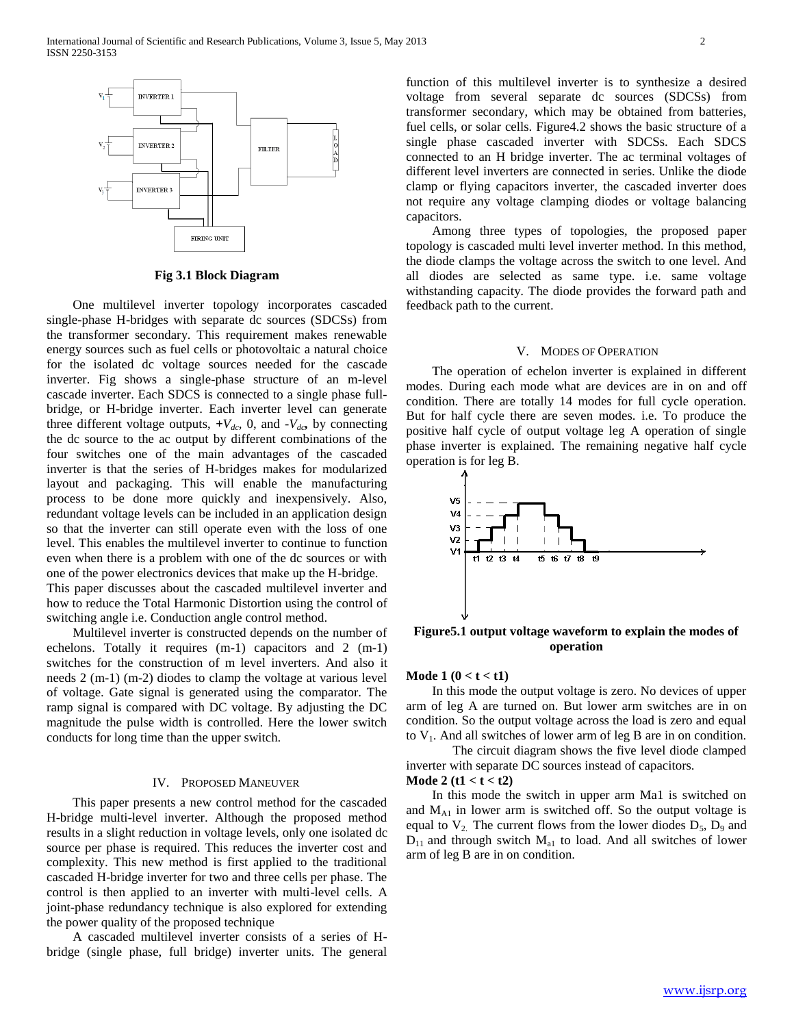Fig 3.1 Block Diagram

One multilevel inverter topology incorporates cascaded single-phase H-bridges with separate dc sources (SDCSs) from the transformer secondary. This requirement makes renewable energy sources such as fuel cells or photovoltaic a natural choice for the isolated dc voltage sources needed for the cascade inverter. Fig shows a single-phase structure of an m-level cascade inverter. Each SDCS is connected to a single phase full-bridge, or H-bridge inverter. Each inverter level can generate three different voltage outputs, $+V_{dc}$, 0, and $-V_{dc}$, by connecting the dc source to the ac output by different combinations of the four switches one of the main advantages of the cascaded inverter is that the series of H-bridges makes for modularized layout and packaging. This will enable the manufacturing process to be done more quickly and inexpensively. Also, redundant voltage levels can be included in an application design so that the inverter can still operate even with the loss of one level. This enables the multilevel inverter to continue to function even when there is a problem with one of the dc sources or with one of the power electronics devices that make up the H-bridge.

This paper discusses about the cascaded multilevel inverter and how to reduce the Total Harmonic Distortion using the control of switching angle i.e. Conduction angle control method.

Multilevel inverter is constructed depends on the number of echelons. Totally it requires (m-1) capacitors and 2 (m-1) switches for the construction of m level inverters. And also it needs 2 (m-1) (m-2) diodes to clamp the voltage at various level of voltage. Gate signal is generated using the comparator. The ramp signal is compared with DC voltage. By adjusting the DC magnitude the pulse width is controlled. Here the lower switch conducts for long time than the upper switch.

## IV. Proposed Maneuver

This paper presents a new control method for the cascaded H-bridge multi-level inverter. Although the proposed method results in a slight reduction in voltage levels, only one isolated dc source per phase is required. This reduces the inverter cost and complexity. This new method is first applied to the traditional cascaded H-bridge inverter for two and three cells per phase. The control is then applied to an inverter with multi-level cells. A joint-phase redundancy technique is also explored for extending the power quality of the proposed technique

A cascaded multilevel inverter consists of a series of H-bridge (single phase, full bridge) inverter units. The general function of this multilevel inverter is to synthesize a desired voltage from several separate dc sources (SDCSs) from transformer secondary, which may be obtained from batteries, fuel cells, or solar cells. Figure4.2 shows the basic structure of a single phase cascaded inverter with SDCSs. Each SDCS connected to an H bridge inverter. The ac terminal voltages of different level inverters are connected in series. Unlike the diode clamp or flying capacitors inverter, the cascaded inverter does not require any voltage clamping diodes or voltage balancing capacitors.

Among three types of topologies, the proposed paper topology is cascaded multi level inverter method. In this method, the diode clamps the voltage across the switch to one level. And all diodes are selected as same type. i.e. same voltage withstanding capacity. The diode provides the forward path and feedback path to the current.

## V. Modes of Operation

The operation of echelon inverter is explained in different modes. During each mode what are devices are in on and off condition. There are totally 14 modes for full cycle operation. But for half cycle there are seven modes. i.e. To produce the positive half cycle of output voltage leg A operation of single phase inverter is explained. The remaining negative half cycle operation is for leg B.

Figure5.1 output voltage waveform to explain the modes of operation

**Mode 1 ($0 < t < t1$)**

In this mode the output voltage is zero. No devices of upper arm of leg A are turned on. But lower arm switches are in on condition. So the output voltage across the load is zero and equal to $V_1$. And all switches of lower arm of leg B are in on condition.

The circuit diagram shows the five level diode clamped inverter with separate DC sources instead of capacitors.

**Mode 2 ($t1 < t < t2$)**

In this mode the switch in upper arm Ma1 is switched on and $M_{A1}$ in lower arm is switched off. So the output voltage is equal to $V_2$. The current flows from the lower diodes $D_5$, $D_9$ and $D_{11}$ and through switch $M_{a1}$ to load. And all switches of lower arm of leg B are in on condition.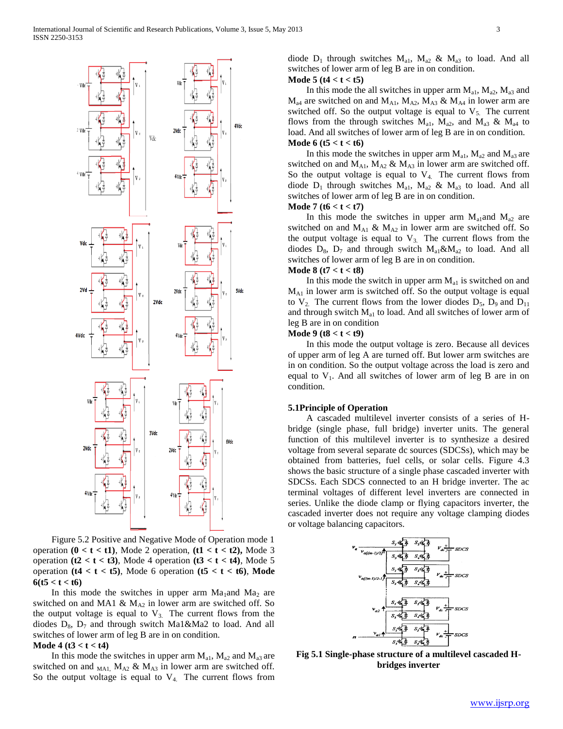Figure 5.2 Positive and Negative Mode of Operation mode 1 operation **(0 < t < t1)**, Mode 2 operation, **(t1 < t < t2),** Mode 3 operation **(t2 < t < t3)**, Mode 4 operation **(t3 < t < t4)**, Mode 5 operation **(t4 < t < t5)**, Mode 6 operation **(t5 < t < t6)**, **Mode 6(t5 < t < t6)**

In this mode the switches in upper arm $Ma_1$ and $Ma_2$ are switched on and MA1 & $M_{A2}$ in lower arm are switched off. So the output voltage is equal to $V_3$. The current flows from the diodes $D_8$, $D_7$ and through switch Ma1&Ma2 to load. And all switches of lower arm of leg B are in on condition.

**Mode 4 (t3 < t < t4)**

In this mode the switches in upper arm $M_{a1}$, $M_{a2}$ and $M_{a3}$ are switched on and $_{MA1,}$ $M_{A2}$ & $M_{A3}$ in lower arm are switched off. So the output voltage is equal to $V_4$. The current flows from diode $D_1$ through switches $M_{a1}$, $M_{a2}$ & $M_{a3}$ to load. And all switches of lower arm of leg B are in on condition.

**Mode 5 (t4 < t < t5)**

In this mode the all switches in upper arm $M_{a1}$, $M_{a2}$, $M_{a3}$ and $M_{a4}$ are switched on and $M_{A1}$, $M_{A2}$, $M_{A3}$ & $M_{A4}$ in lower arm are switched off. So the output voltage is equal to $V_5$. The current flows from the through switches $M_{a1}$, $M_{a2}$, and $M_{a3}$ & $M_{a4}$ to load. And all switches of lower arm of leg B are in on condition.

**Mode 6 (t5 < t < t6)**

In this mode the switches in upper arm $M_{a1}$, $M_{a2}$ and $M_{a3}$ are switched on and $M_{A1}$, $M_{A2}$ & $M_{A3}$ in lower arm are switched off. So the output voltage is equal to $V_4$. The current flows from diode $D_1$ through switches $M_{a1}$, $M_{a2}$ & $M_{a3}$ to load. And all switches of lower arm of leg B are in on condition.

**Mode 7 (t6 < t < t7)**

In this mode the switches in upper arm $M_{a1}$and $M_{a2}$ are switched on and $M_{A1}$ & $M_{A2}$ in lower arm are switched off. So the output voltage is equal to $V_3$. The current flows from the diodes $D_8$, $D_7$ and through switch $M_{a1}$&$M_{a2}$ to load. And all switches of lower arm of leg B are in on condition.

**Mode 8 (t7 < t < t8)**

In this mode the switch in upper arm $M_{a1}$ is switched on and $M_{A1}$ in lower arm is switched off. So the output voltage is equal to $V_2$. The current flows from the lower diodes $D_5$, $D_9$ and $D_{11}$ and through switch $M_{a1}$ to load. And all switches of lower arm of leg B are in on condition

**Mode 9 (t8 < t < t9)**

In this mode the output voltage is zero. Because all devices of upper arm of leg A are turned off. But lower arm switches are in on condition. So the output voltage across the load is zero and equal to $V_1$. And all switches of lower arm of leg B are in on condition.

### 5.1Principle of Operation

A cascaded multilevel inverter consists of a series of H-bridge (single phase, full bridge) inverter units. The general function of this multilevel inverter is to synthesize a desired voltage from several separate dc sources (SDCSs), which may be obtained from batteries, fuel cells, or solar cells. Figure 4.3 shows the basic structure of a single phase cascaded inverter with SDCSs. Each SDCS connected to an H bridge inverter. The ac terminal voltages of different level inverters are connected in series. Unlike the diode clamp or flying capacitors inverter, the cascaded inverter does not require any voltage clamping diodes or voltage balancing capacitors.

**Fig 5.1 Single-phase structure of a multilevel cascaded H-bridges inverter**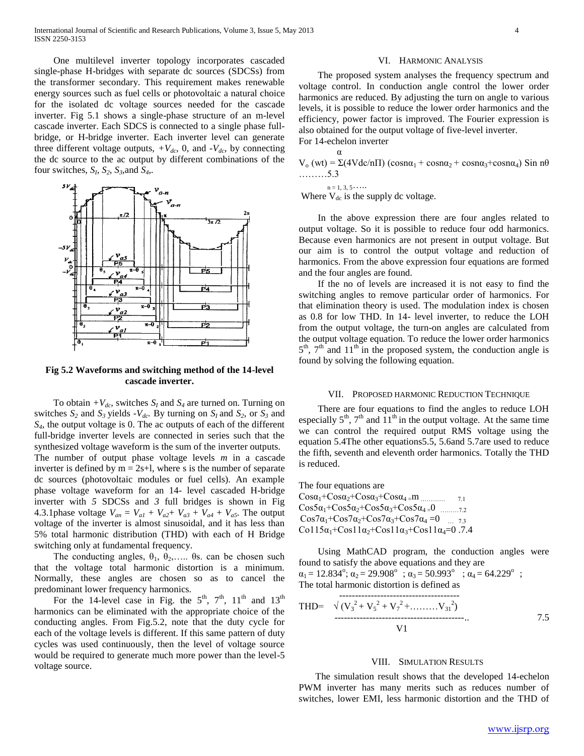One multilevel inverter topology incorporates cascaded single-phase H-bridges with separate dc sources (SDCSs) from the transformer secondary. This requirement makes renewable energy sources such as fuel cells or photovoltaic a natural choice for the isolated dc voltage sources needed for the cascade inverter. Fig 5.1 shows a single-phase structure of an m-level cascade inverter. Each SDCS is connected to a single phase full-bridge, or H-bridge inverter. Each inverter level can generate three different voltage outputs, $+V_{dc}$, 0, and $-V_{dc}$, by connecting the dc source to the ac output by different combinations of the four switches, $S_1$, $S_2$, $S_3$, and $S_4$.

**Fig 5.2 Waveforms and switching method of the 14-level cascade inverter.**

To obtain $+V_{dc}$, switches $S_1$ and $S_4$ are turned on. Turning on switches $S_2$ and $S_3$ yields $-V_{dc}$. By turning on $S_1$ and $S_2$, or $S_3$ and $S_4$, the output voltage is 0. The ac outputs of each of the different full-bridge inverter levels are connected in series such that the synthesized voltage waveform is the sum of the inverter outputs. The number of output phase voltage levels *m* in a cascade inverter is defined by m = 2s+l, where s is the number of separate dc sources (photovoltaic modules or fuel cells). An example phase voltage waveform for an 14- level cascaded H-bridge inverter with *5* SDCSs and *3* full bridges is shown in Fig 4.3.1phase voltage $V_{an} = V_{a1} + V_{a2} + V_{a3} + V_{a4} + V_{a5}$. The output voltage of the inverter is almost sinusoidal, and it has less than 5% total harmonic distribution (THD) with each of H Bridge switching only at fundamental frequency.

The conducting angles, $\theta_1$, $\theta_2$,….. $\theta s$. can be chosen such that the voltage total harmonic distortion is a minimum. Normally, these angles are chosen so as to cancel the predominant lower frequency harmonics.

For the 14-level case in Fig. the $5^{th}$, $7^{th}$, $11^{th}$ and $13^{th}$ harmonics can be eliminated with the appropriate choice of the conducting angles. From Fig.5.2, note that the duty cycle for each of the voltage levels is different. If this same pattern of duty cycles was used continuously, then the level of voltage source would be required to generate much more power than the level-5 voltage source.

## VI. Harmonic Analysis

The proposed system analyses the frequency spectrum and voltage control. In conduction angle control the lower order harmonics are reduced. By adjusting the turn on angle to various levels, it is possible to reduce the lower order harmonics and the efficiency, power factor is improved. The Fourier expression is also obtained for the output voltage of five-level inverter.

For 14-echelon inverter

$$V_o(wt) = \sum_{n=1,3,5\ldots}^{\alpha} (4V_{dc}/n\Pi)(\cos n\alpha_1 + \cos n\alpha_2 + \cos n\alpha_3 + \cos n\alpha_4) \sin n\theta \quad \ldots\ldots\ldots 5.3$$

Where $V_{dc}$ is the supply dc voltage.

In the above expression there are four angles related to output voltage. So it is possible to reduce four odd harmonics. Because even harmonics are not present in output voltage. But our aim is to control the output voltage and reduction of harmonics. From the above expression four equations are formed and the four angles are found.

If the no of levels are increased it is not easy to find the switching angles to remove particular order of harmonics. For that elimination theory is used. The modulation index is chosen as 0.8 for low THD. In 14- level inverter, to reduce the LOH from the output voltage, the turn-on angles are calculated from the output voltage equation. To reduce the lower order harmonics $5^{th}$, $7^{th}$ and $11^{th}$ in the proposed system, the conduction angle is found by solving the following equation.

## VII. Proposed Harmonic Reduction Technique

There are four equations to find the angles to reduce LOH especially $5^{th}$, $7^{th}$ and $11^{th}$ in the output voltage. At the same time we can control the required output RMS voltage using the equation 5.4The other equations5.5, 5.6and 5.7are used to reduce the fifth, seventh and eleventh order harmonics. Totally the THD is reduced.

The four equations are

$$\cos\alpha_1 + \cos\alpha_2 + \cos\alpha_3 + \cos\alpha_4 = m \quad \ldots\ldots\ldots\ 7.1$$

$$\cos 5\alpha_1 + \cos 5\alpha_2 + \cos 5\alpha_3 + \cos 5\alpha_4 = 0 \quad \ldots\ldots\ldots 7.2$$

$$\cos 7\alpha_1 + \cos 7\alpha_2 + \cos 7\alpha_3 + \cos 7\alpha_4 = 0 \quad \ldots\ 7.3$$

$$\cos 115\alpha_1 + \cos 11\alpha_2 + \cos 11\alpha_3 + \cos 11\alpha_4 = 0 \quad .7.4$$

Using MathCAD program, the conduction angles were found to satisfy the above equations and they are

$\alpha_1 = 12.834^o$; $\alpha_2 = 29.908^o$ ; $\alpha_3 = 50.993^o$ ; $\alpha_4 = 64.229^o$ ;

The total harmonic distortion is defined as

$$THD = \frac{\sqrt{(V_3^2 + V_5^2 + V_7^2 + \ldots\ldots\ldots V_{31}^2)}}{V1} \qquad 7.5$$

## VIII. Simulation Results

The simulation result shows that the developed 14-echelon PWM inverter has many merits such as reduces number of switches, lower EMI, less harmonic distortion and the THD of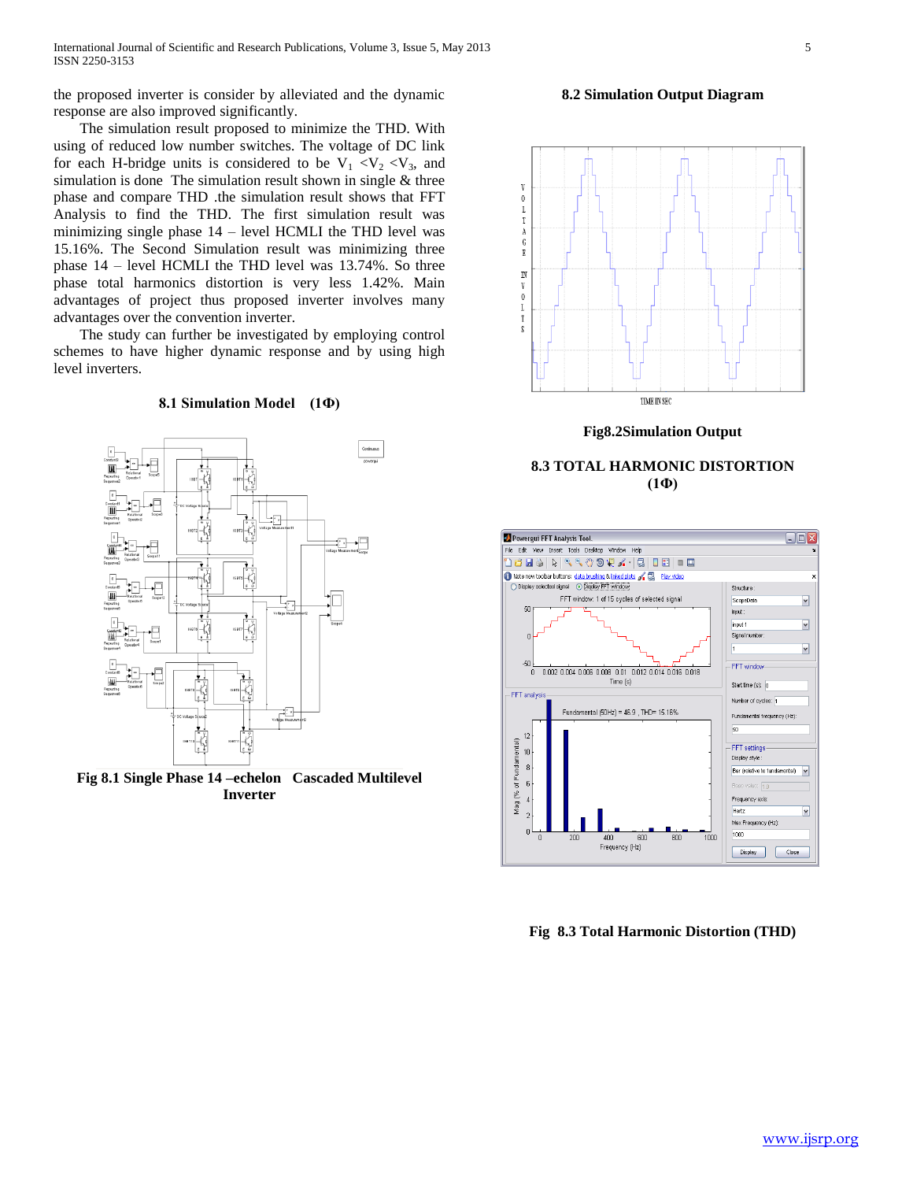the proposed inverter is consider by alleviated and the dynamic response are also improved significantly.

The simulation result proposed to minimize the THD. With using of reduced low number switches. The voltage of DC link for each H-bridge units is considered to be $V_1 < V_2 < V_3$, and simulation is done The simulation result shown in single & three phase and compare THD .the simulation result shows that FFT Analysis to find the THD. The first simulation result was minimizing single phase 14 – level HCMLI the THD level was 15.16%. The Second Simulation result was minimizing three phase 14 – level HCMLI the THD level was 13.74%. So three phase total harmonics distortion is very less 1.42%. Main advantages of project thus proposed inverter involves many advantages over the convention inverter.

The study can further be investigated by employing control schemes to have higher dynamic response and by using high level inverters.

### 8.1 Simulation Model (1Φ)

Fig 8.1 Single Phase 14 –echelon Cascaded Multilevel Inverter

### 8.2 Simulation Output Diagram

Fig8.2Simulation Output

### 8.3 TOTAL HARMONIC DISTORTION (1Φ)

Fig 8.3 Total Harmonic Distortion (THD)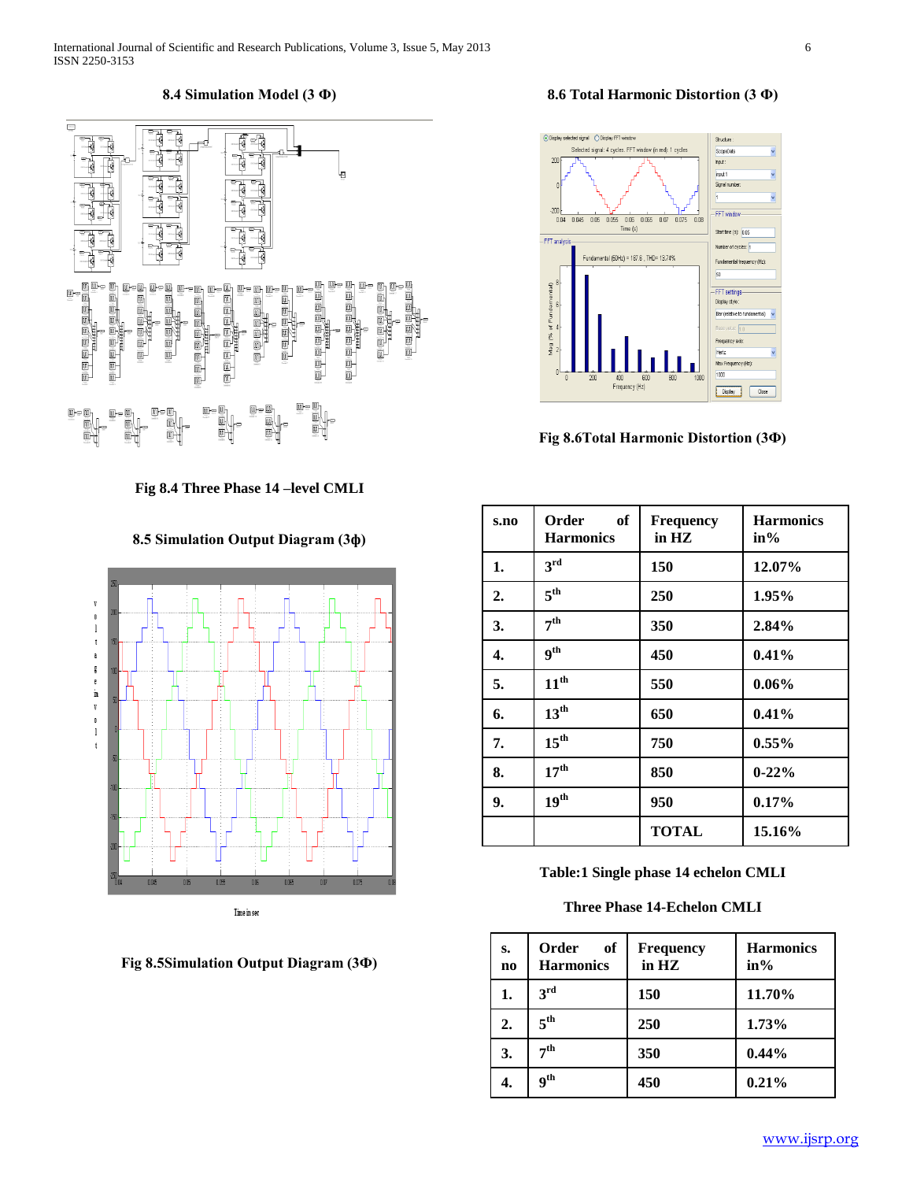## 8.4 Simulation Model (3 Φ)

Fig 8.4 Three Phase 14 –level CMLI

## 8.5 Simulation Output Diagram (3ϕ)

Fig 8.5Simulation Output Diagram (3Φ)

## 8.6 Total Harmonic Distortion (3 Φ)

Fig 8.6Total Harmonic Distortion (3Φ)

| s.no | Order of Harmonics | Frequency in HZ | Harmonics in% |
|---|---|---|---|
| 1. | 3rd | 150 | 12.07% |
| 2. | 5th | 250 | 1.95% |
| 3. | 7th | 350 | 2.84% |
| 4. | 9th | 450 | 0.41% |
| 5. | 11th | 550 | 0.06% |
| 6. | 13th | 650 | 0.41% |
| 7. | 15th | 750 | 0.55% |
| 8. | 17th | 850 | 0-22% |
| 9. | 19th | 950 | 0.17% |
| | | TOTAL | 15.16% |

**Table:1 Single phase 14 echelon CMLI**

**Three Phase 14-Echelon CMLI**

| s. no | Order of Harmonics | Frequency in HZ | Harmonics in% |
|---|---|---|---|
| 1. | 3rd | 150 | 11.70% |
| 2. | 5th | 250 | 1.73% |
| 3. | 7th | 350 | 0.44% |
| 4. | 9th | 450 | 0.21% |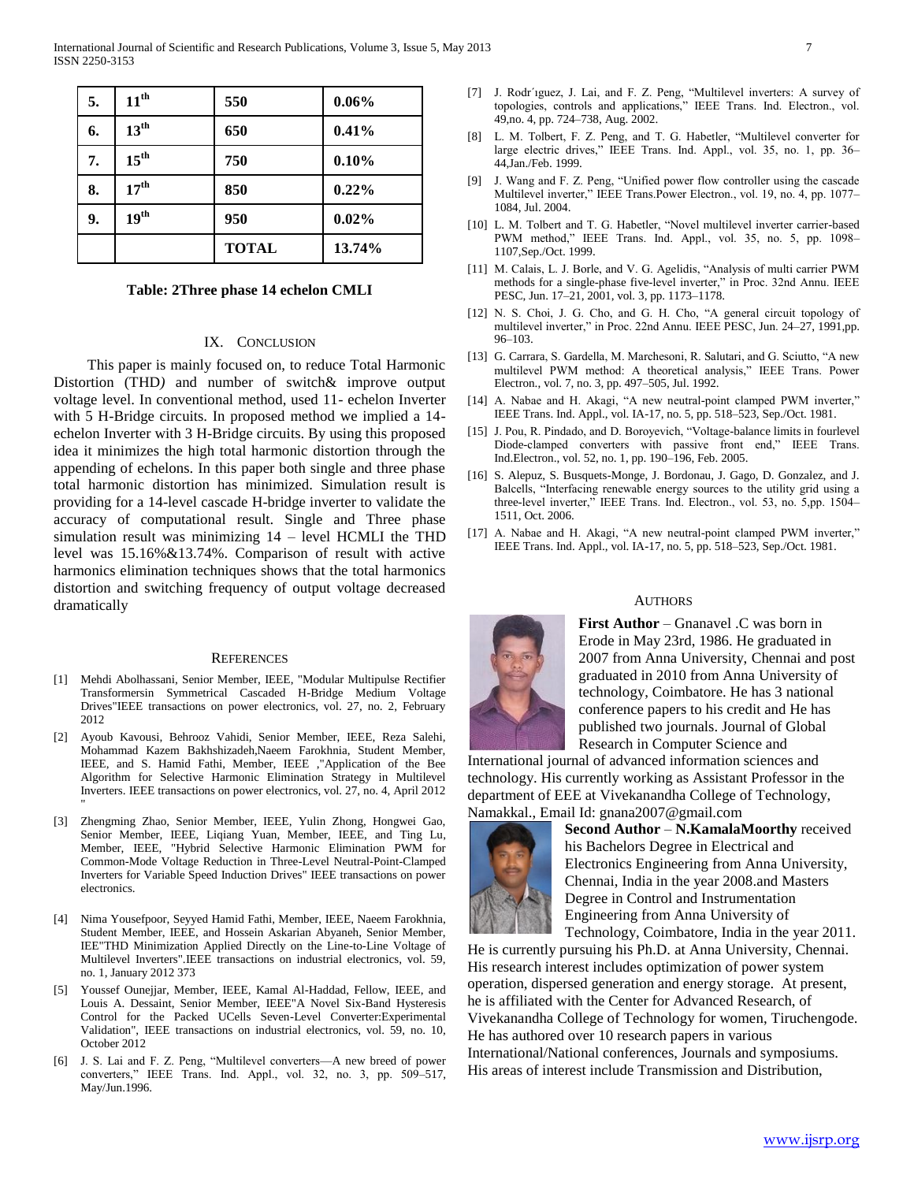| 5. | $11^{th}$ | 550 | 0.06% |
|---|---|---|---|
| 6. | $13^{th}$ | 650 | 0.41% |
| 7. | $15^{th}$ | 750 | 0.10% |
| 8. | $17^{th}$ | 850 | 0.22% |
| 9. | $19^{th}$ | 950 | 0.02% |
| | | **TOTAL** | **13.74%** |

**Table: 2Three phase 14 echelon CMLI**

## IX. Conclusion

This paper is mainly focused on, to reduce Total Harmonic Distortion (THD) and number of switch& improve output voltage level. In conventional method, used 11- echelon Inverter with 5 H-Bridge circuits. In proposed method we implied a 14-echelon Inverter with 3 H-Bridge circuits. By using this proposed idea it minimizes the high total harmonic distortion through the appending of echelons. In this paper both single and three phase total harmonic distortion has minimized. Simulation result is providing for a 14-level cascade H-bridge inverter to validate the accuracy of computational result. Single and Three phase simulation result was minimizing 14 – level HCMLI the THD level was 15.16%&13.74%. Comparison of result with active harmonics elimination techniques shows that the total harmonics distortion and switching frequency of output voltage decreased dramatically

## References

[1] Mehdi Abolhassani, Senior Member, IEEE, "Modular Multipulse Rectifier Transformersin Symmetrical Cascaded H-Bridge Medium Voltage Drives"IEEE transactions on power electronics, vol. 27, no. 2, February 2012

[2] Ayoub Kavousi, Behrooz Vahidi, Senior Member, IEEE, Reza Salehi, Mohammad Kazem Bakhshizadeh,Naeem Farokhnia, Student Member, IEEE, and S. Hamid Fathi, Member, IEEE ,"Application of the Bee Algorithm for Selective Harmonic Elimination Strategy in Multilevel Inverters. IEEE transactions on power electronics, vol. 27, no. 4, April 2012 "

[3] Zhengming Zhao, Senior Member, IEEE, Yulin Zhong, Hongwei Gao, Senior Member, IEEE, Liqiang Yuan, Member, IEEE, and Ting Lu, Member, IEEE, "Hybrid Selective Harmonic Elimination PWM for Common-Mode Voltage Reduction in Three-Level Neutral-Point-Clamped Inverters for Variable Speed Induction Drives" IEEE transactions on power electronics.

[4] Nima Yousefpoor, Seyyed Hamid Fathi, Member, IEEE, Naeem Farokhnia, Student Member, IEEE, and Hossein Askarian Abyaneh, Senior Member, IEE"THD Minimization Applied Directly on the Line-to-Line Voltage of Multilevel Inverters".IEEE transactions on industrial electronics, vol. 59, no. 1, January 2012 373

[5] Youssef Ounejjar, Member, IEEE, Kamal Al-Haddad, Fellow, IEEE, and Louis A. Dessaint, Senior Member, IEEE"A Novel Six-Band Hysteresis Control for the Packed UCells Seven-Level Converter:Experimental Validation", IEEE transactions on industrial electronics, vol. 59, no. 10, October 2012

[6] J. S. Lai and F. Z. Peng, "Multilevel converters—A new breed of power converters," IEEE Trans. Ind. Appl., vol. 32, no. 3, pp. 509–517, May/Jun.1996.

[7] J. Rodr´ıguez, J. Lai, and F. Z. Peng, "Multilevel inverters: A survey of topologies, controls and applications," IEEE Trans. Ind. Electron., vol. 49,no. 4, pp. 724–738, Aug. 2002.

[8] L. M. Tolbert, F. Z. Peng, and T. G. Habetler, "Multilevel converter for large electric drives," IEEE Trans. Ind. Appl., vol. 35, no. 1, pp. 36–44,Jan./Feb. 1999.

[9] J. Wang and F. Z. Peng, "Unified power flow controller using the cascade Multilevel inverter," IEEE Trans.Power Electron., vol. 19, no. 4, pp. 1077–1084, Jul. 2004.

[10] L. M. Tolbert and T. G. Habetler, "Novel multilevel inverter carrier-based PWM method," IEEE Trans. Ind. Appl., vol. 35, no. 5, pp. 1098–1107,Sep./Oct. 1999.

[11] M. Calais, L. J. Borle, and V. G. Agelidis, "Analysis of multi carrier PWM methods for a single-phase five-level inverter," in Proc. 32nd Annu. IEEE PESC, Jun. 17–21, 2001, vol. 3, pp. 1173–1178.

[12] N. S. Choi, J. G. Cho, and G. H. Cho, "A general circuit topology of multilevel inverter," in Proc. 22nd Annu. IEEE PESC, Jun. 24–27, 1991,pp. 96–103.

[13] G. Carrara, S. Gardella, M. Marchesoni, R. Salutari, and G. Sciutto, "A new multilevel PWM method: A theoretical analysis," IEEE Trans. Power Electron., vol. 7, no. 3, pp. 497–505, Jul. 1992.

[14] A. Nabae and H. Akagi, "A new neutral-point clamped PWM inverter," IEEE Trans. Ind. Appl., vol. IA-17, no. 5, pp. 518–523, Sep./Oct. 1981.

[15] J. Pou, R. Pindado, and D. Boroyevich, "Voltage-balance limits in fourlevel Diode-clamped converters with passive front end," IEEE Trans. Ind.Electron., vol. 52, no. 1, pp. 190–196, Feb. 2005.

[16] S. Alepuz, S. Busquets-Monge, J. Bordonau, J. Gago, D. Gonzalez, and J. Balcells, "Interfacing renewable energy sources to the utility grid using a three-level inverter," IEEE Trans. Ind. Electron., vol. 53, no. 5,pp. 1504–1511, Oct. 2006.

[17] A. Nabae and H. Akagi, "A new neutral-point clamped PWM inverter," IEEE Trans. Ind. Appl., vol. IA-17, no. 5, pp. 518–523, Sep./Oct. 1981.

## Authors

**First Author** – Gnanavel .C was born in Erode in May 23rd, 1986. He graduated in 2007 from Anna University, Chennai and post graduated in 2010 from Anna University of technology, Coimbatore. He has 3 national conference papers to his credit and He has published two journals. Journal of Global Research in Computer Science and International journal of advanced information sciences and technology. His currently working as Assistant Professor in the department of EEE at Vivekanandha College of Technology, Namakkal., Email Id: gnana2007@gmail.com

**Second Author** – **N.KamalaMoorthy** received his Bachelors Degree in Electrical and Electronics Engineering from Anna University, Chennai, India in the year 2008.and Masters Degree in Control and Instrumentation Engineering from Anna University of Technology, Coimbatore, India in the year 2011. He is currently pursuing his Ph.D. at Anna University, Chennai. His research interest includes optimization of power system operation, dispersed generation and energy storage. At present, he is affiliated with the Center for Advanced Research, of Vivekanandha College of Technology for women, Tiruchengode. He has authored over 10 research papers in various International/National conferences, Journals and symposiums. His areas of interest include Transmission and Distribution,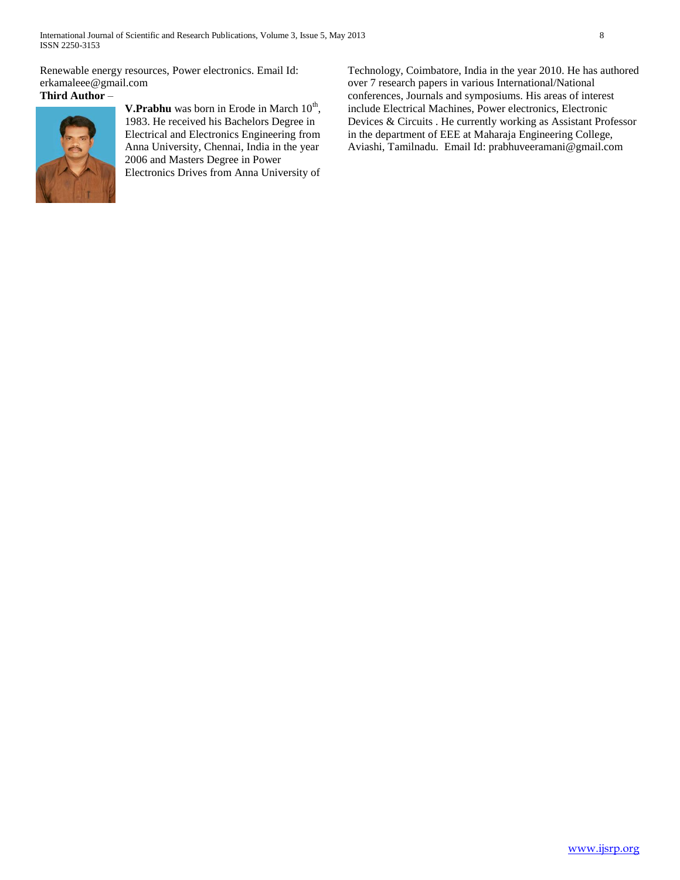Renewable energy resources, Power electronics. Email Id: erkamaleee@gmail.com

**Third Author** –

**V.Prabhu** was born in Erode in March 10th, 1983. He received his Bachelors Degree in Electrical and Electronics Engineering from Anna University, Chennai, India in the year 2006 and Masters Degree in Power Electronics Drives from Anna University of Technology, Coimbatore, India in the year 2010. He has authored over 7 research papers in various International/National conferences, Journals and symposiums. His areas of interest include Electrical Machines, Power electronics, Electronic Devices & Circuits . He currently working as Assistant Professor in the department of EEE at Maharaja Engineering College, Aviashi, Tamilnadu. Email Id: prabhuveeramani@gmail.com